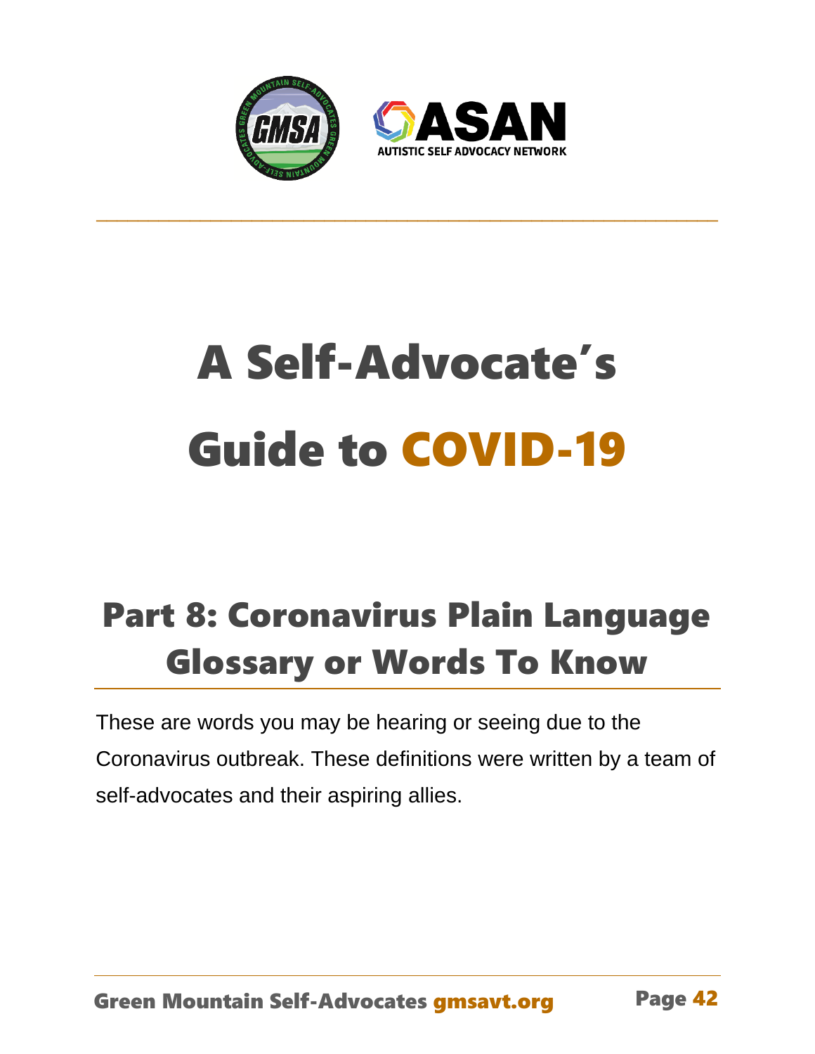# A Self-Advocate's Guide to COVID-19

## Part 8: Coronavirus Plain Language Glossary or Words To Know

These are words you may be hearing or seeing due to the Coronavirus outbreak. These definitions were written by a team of self-advocates and their aspiring allies.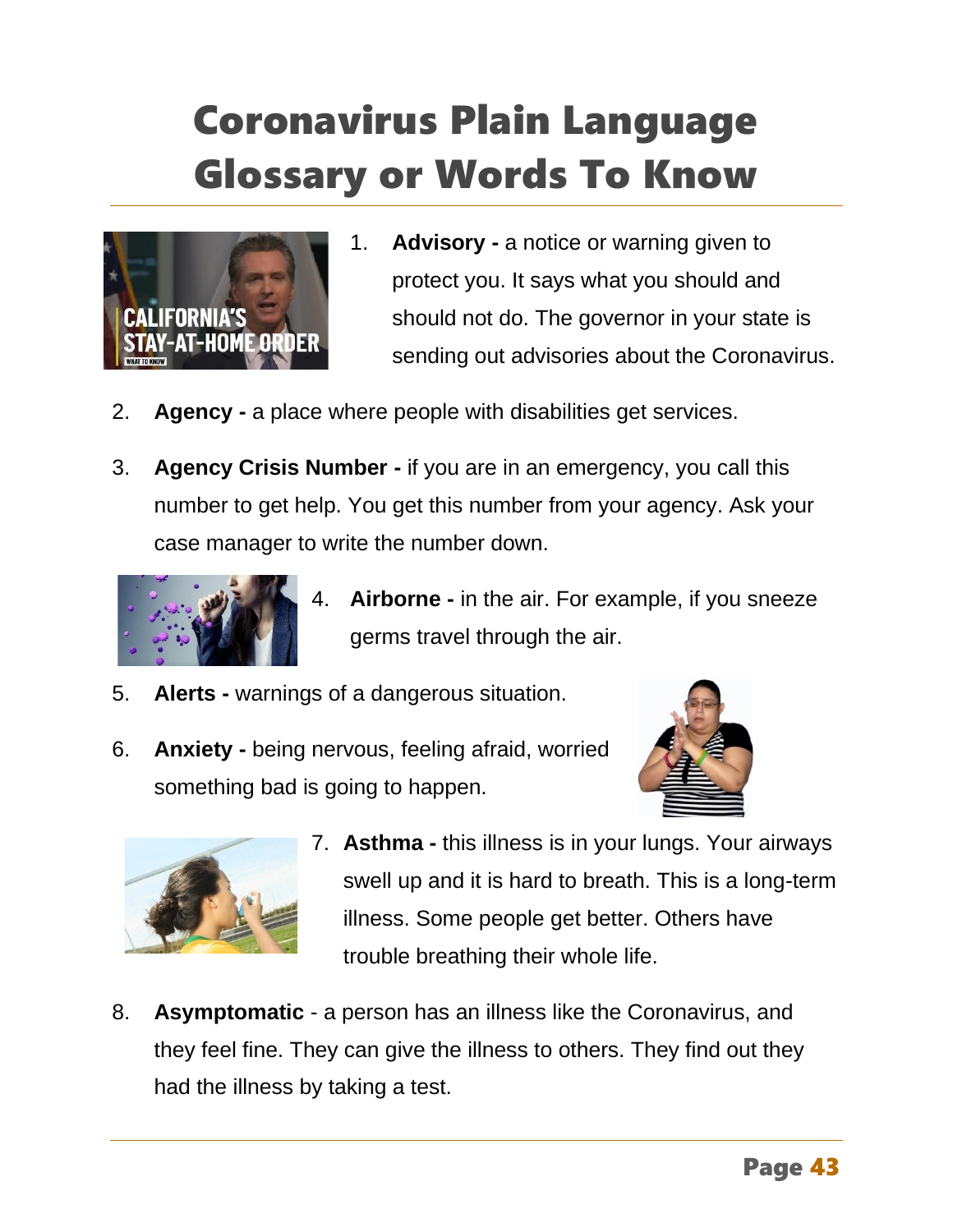# Coronavirus Plain Language Glossary or Words To Know

1. **Advisory -** a notice or warning given to protect you. It says what you should and should not do. The governor in your state is sending out advisories about the Coronavirus.

2. **Agency -** a place where people with disabilities get services.

3. **Agency Crisis Number -** if you are in an emergency, you call this number to get help. You get this number from your agency. Ask your case manager to write the number down.

4. **Airborne -** in the air. For example, if you sneeze germs travel through the air.

5. **Alerts -** warnings of a dangerous situation.

6. **Anxiety -** being nervous, feeling afraid, worried something bad is going to happen.

7. **Asthma -** this illness is in your lungs. Your airways swell up and it is hard to breath. This is a long-term illness. Some people get better. Others have trouble breathing their whole life.

8. **Asymptomatic** - a person has an illness like the Coronavirus, and they feel fine. They can give the illness to others. They find out they had the illness by taking a test.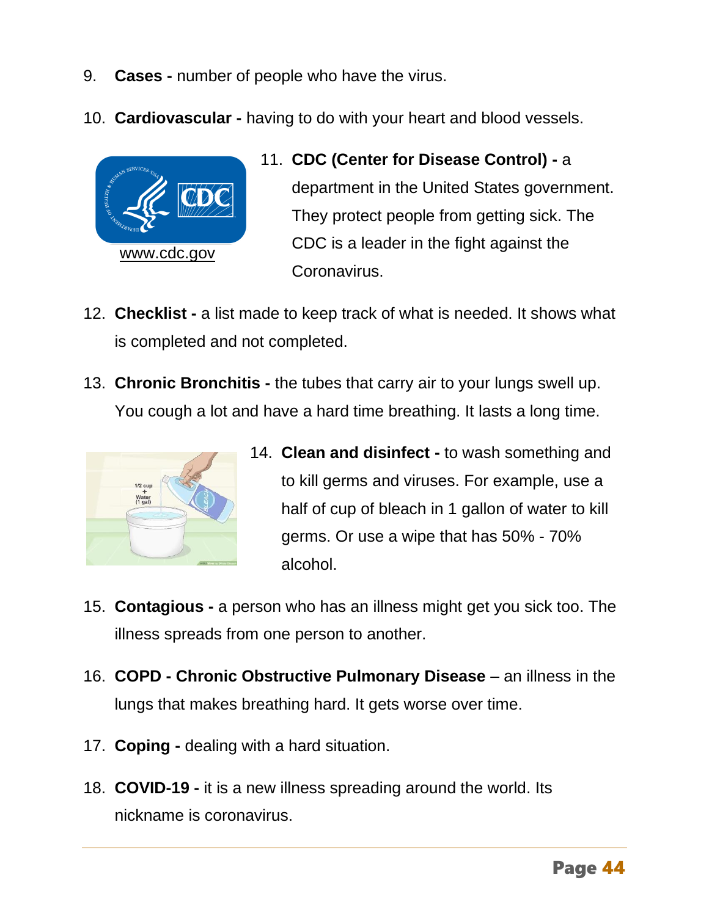9. **Cases -** number of people who have the virus.

10. **Cardiovascular -** having to do with your heart and blood vessels.

www.cdc.gov

11. **CDC (Center for Disease Control) -** a department in the United States government. They protect people from getting sick. The CDC is a leader in the fight against the Coronavirus.

12. **Checklist -** a list made to keep track of what is needed. It shows what is completed and not completed.

13. **Chronic Bronchitis -** the tubes that carry air to your lungs swell up. You cough a lot and have a hard time breathing. It lasts a long time.

14. **Clean and disinfect -** to wash something and to kill germs and viruses. For example, use a half of cup of bleach in 1 gallon of water to kill germs. Or use a wipe that has 50% - 70% alcohol.

15. **Contagious -** a person who has an illness might get you sick too. The illness spreads from one person to another.

16. **COPD - Chronic Obstructive Pulmonary Disease** – an illness in the lungs that makes breathing hard. It gets worse over time.

17. **Coping -** dealing with a hard situation.

18. **COVID-19 -** it is a new illness spreading around the world. Its nickname is coronavirus.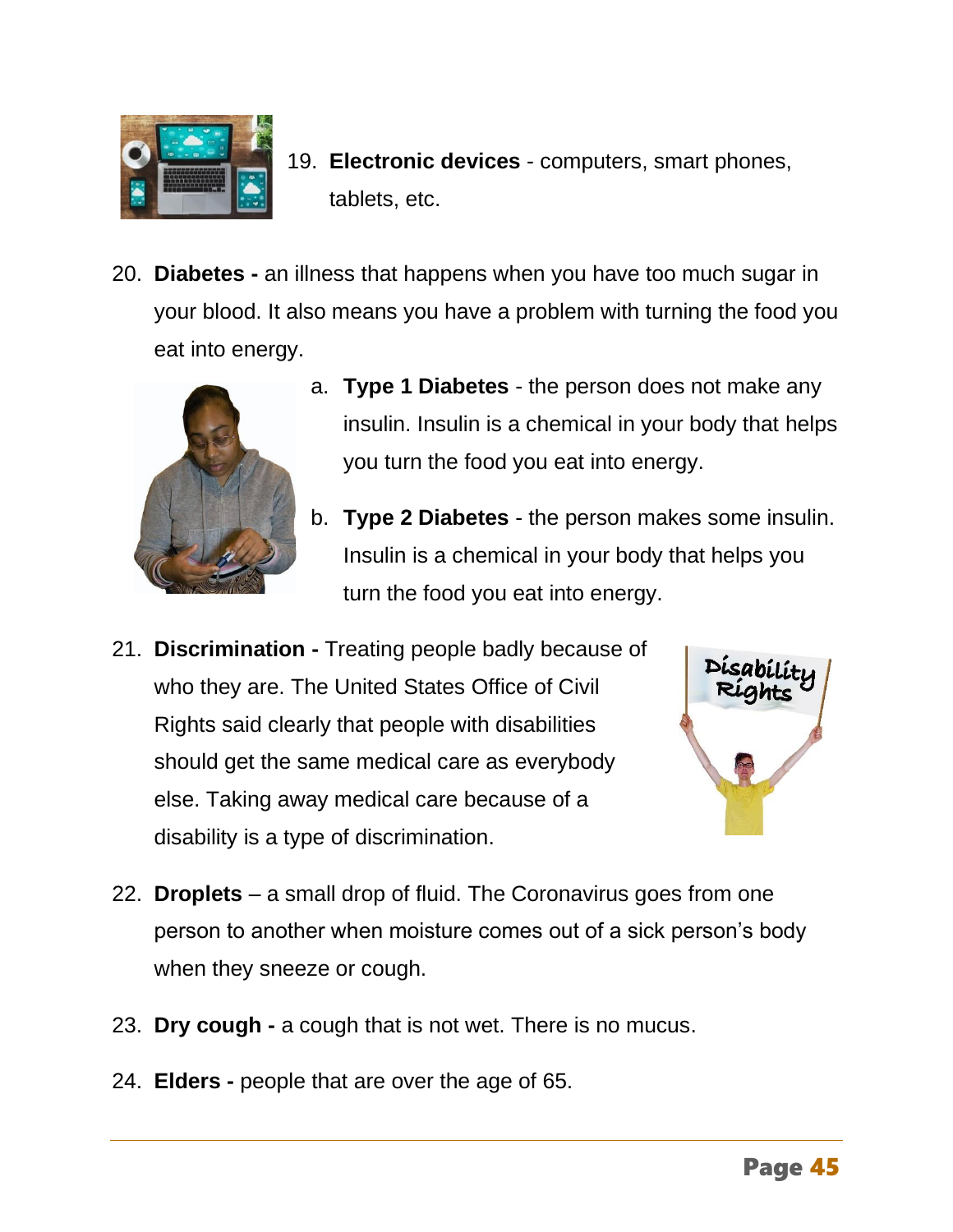19. **Electronic devices** - computers, smart phones, tablets, etc.

20. **Diabetes -** an illness that happens when you have too much sugar in your blood. It also means you have a problem with turning the food you eat into energy.

    a. **Type 1 Diabetes** - the person does not make any insulin. Insulin is a chemical in your body that helps you turn the food you eat into energy.

    b. **Type 2 Diabetes** - the person makes some insulin. Insulin is a chemical in your body that helps you turn the food you eat into energy.

21. **Discrimination -** Treating people badly because of who they are. The United States Office of Civil Rights said clearly that people with disabilities should get the same medical care as everybody else. Taking away medical care because of a disability is a type of discrimination.

22. **Droplets** – a small drop of fluid. The Coronavirus goes from one person to another when moisture comes out of a sick person's body when they sneeze or cough.

23. **Dry cough -** a cough that is not wet. There is no mucus.

24. **Elders -** people that are over the age of 65.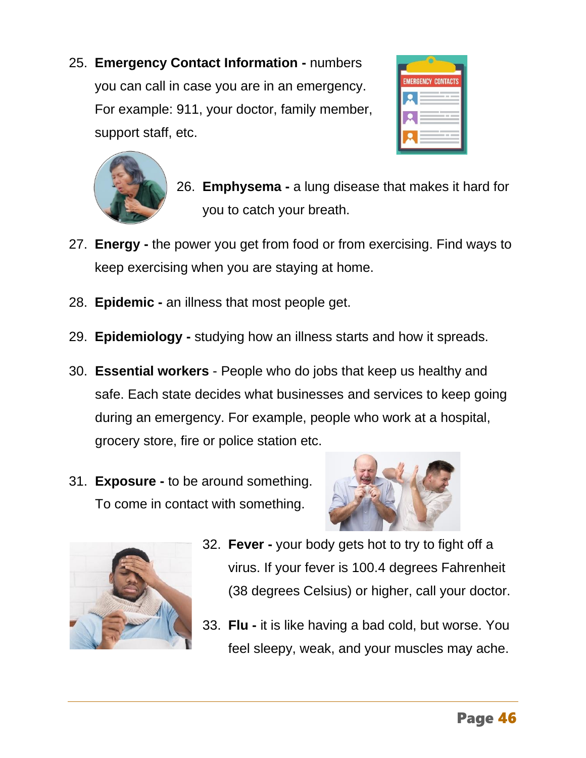25. **Emergency Contact Information -** numbers you can call in case you are in an emergency. For example: 911, your doctor, family member, support staff, etc.

26. **Emphysema -** a lung disease that makes it hard for you to catch your breath.

27. **Energy -** the power you get from food or from exercising. Find ways to keep exercising when you are staying at home.

28. **Epidemic -** an illness that most people get.

29. **Epidemiology -** studying how an illness starts and how it spreads.

30. **Essential workers** - People who do jobs that keep us healthy and safe. Each state decides what businesses and services to keep going during an emergency. For example, people who work at a hospital, grocery store, fire or police station etc.

31. **Exposure -** to be around something. To come in contact with something.

32. **Fever -** your body gets hot to try to fight off a virus. If your fever is 100.4 degrees Fahrenheit (38 degrees Celsius) or higher, call your doctor.

33. **Flu -** it is like having a bad cold, but worse. You feel sleepy, weak, and your muscles may ache.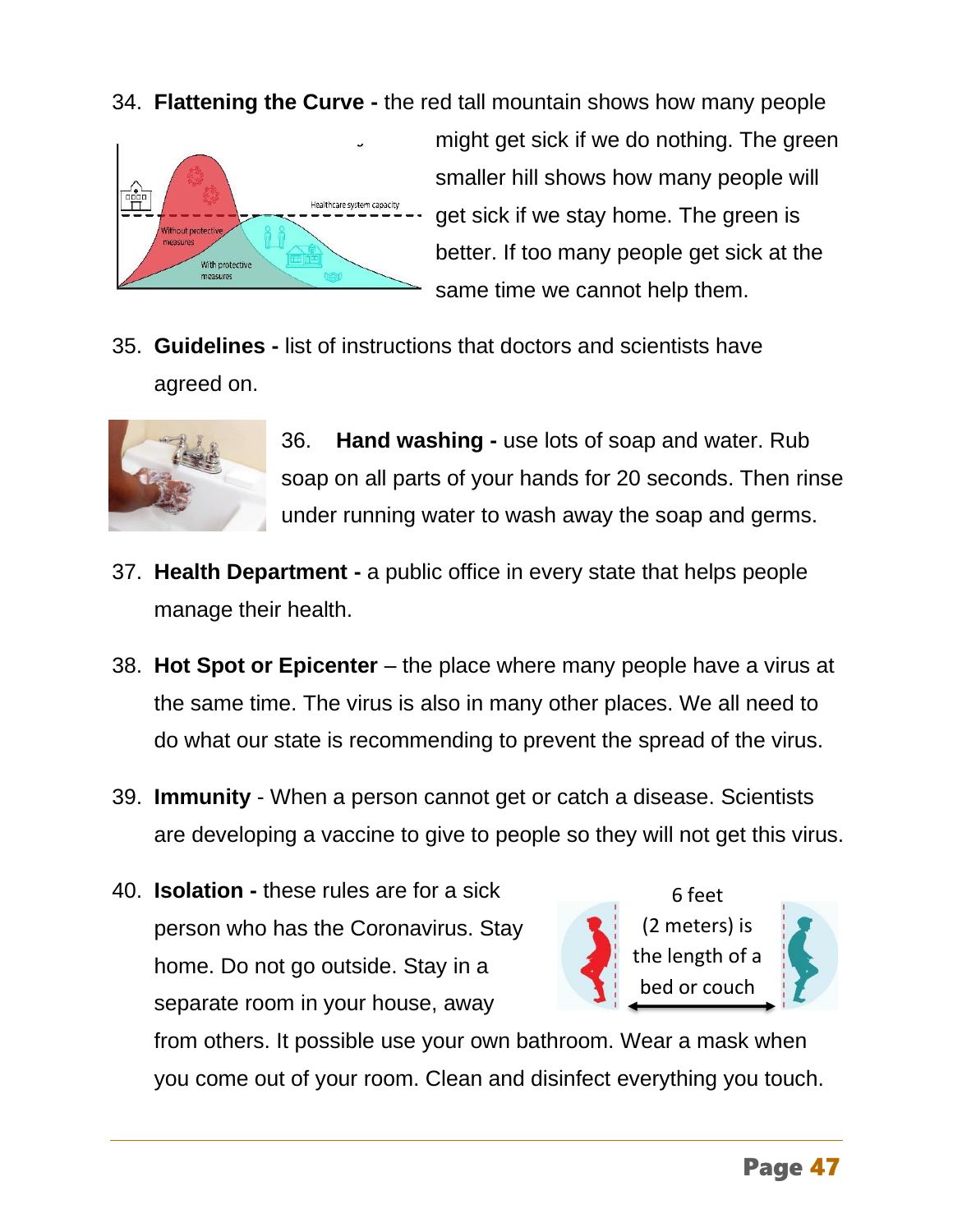34. **Flattening the Curve -** the red tall mountain shows how many people might get sick if we do nothing. The green smaller hill shows how many people will get sick if we stay home. The green is better. If too many people get sick at the same time we cannot help them.

35. **Guidelines -** list of instructions that doctors and scientists have agreed on.

36. **Hand washing -** use lots of soap and water. Rub soap on all parts of your hands for 20 seconds. Then rinse under running water to wash away the soap and germs.

37. **Health Department -** a public office in every state that helps people manage their health.

38. **Hot Spot or Epicenter** – the place where many people have a virus at the same time. The virus is also in many other places. We all need to do what our state is recommending to prevent the spread of the virus.

39. **Immunity** - When a person cannot get or catch a disease. Scientists are developing a vaccine to give to people so they will not get this virus.

40. **Isolation -** these rules are for a sick person who has the Coronavirus. Stay home. Do not go outside. Stay in a separate room in your house, away from others. It possible use your own bathroom. Wear a mask when you come out of your room. Clean and disinfect everything you touch.

6 feet (2 meters) is the length of a bed or couch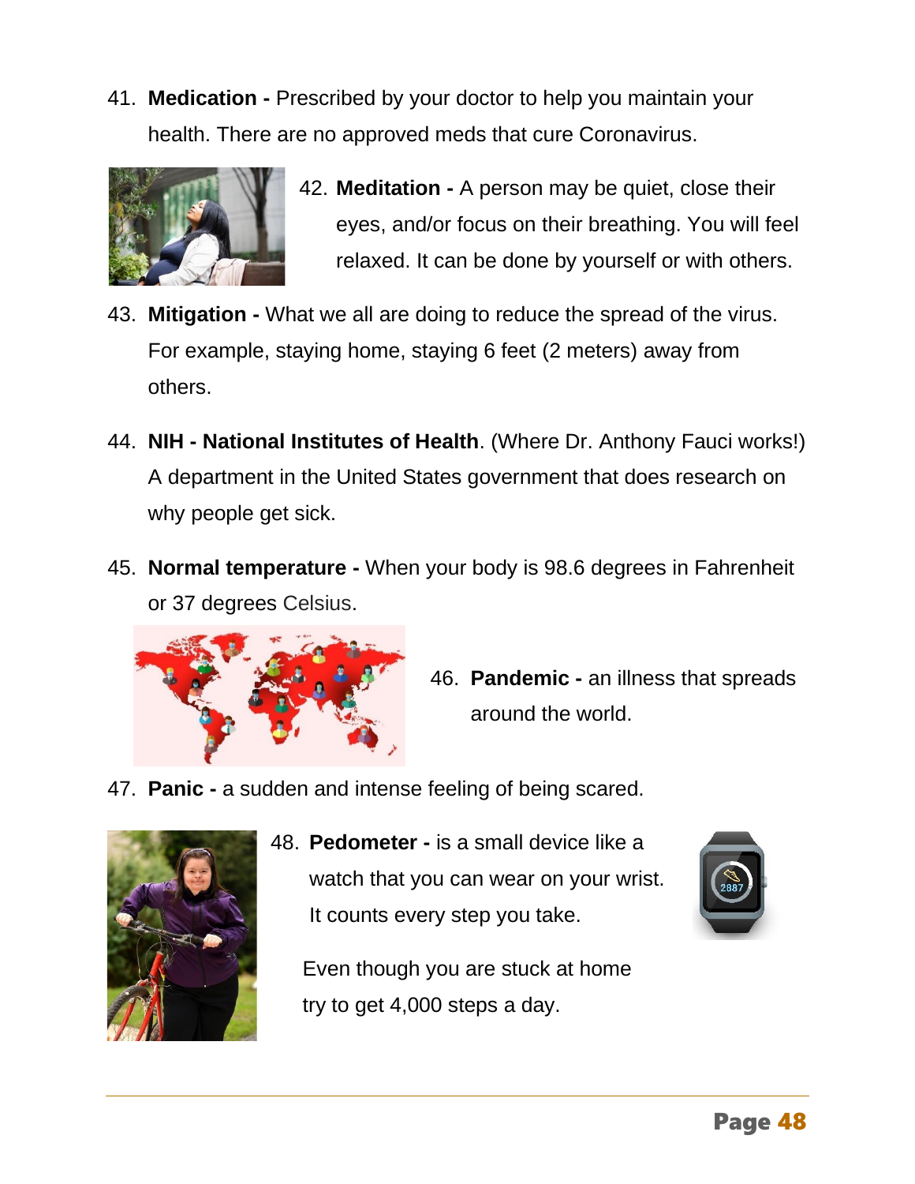41. **Medication -** Prescribed by your doctor to help you maintain your health. There are no approved meds that cure Coronavirus.

42. **Meditation -** A person may be quiet, close their eyes, and/or focus on their breathing. You will feel relaxed. It can be done by yourself or with others.

43. **Mitigation -** What we all are doing to reduce the spread of the virus. For example, staying home, staying 6 feet (2 meters) away from others.

44. **NIH - National Institutes of Health**. (Where Dr. Anthony Fauci works!) A department in the United States government that does research on why people get sick.

45. **Normal temperature -** When your body is 98.6 degrees in Fahrenheit or 37 degrees Celsius.

46. **Pandemic -** an illness that spreads around the world.

47. **Panic -** a sudden and intense feeling of being scared.

48. **Pedometer -** is a small device like a watch that you can wear on your wrist. It counts every step you take.

Even though you are stuck at home try to get 4,000 steps a day.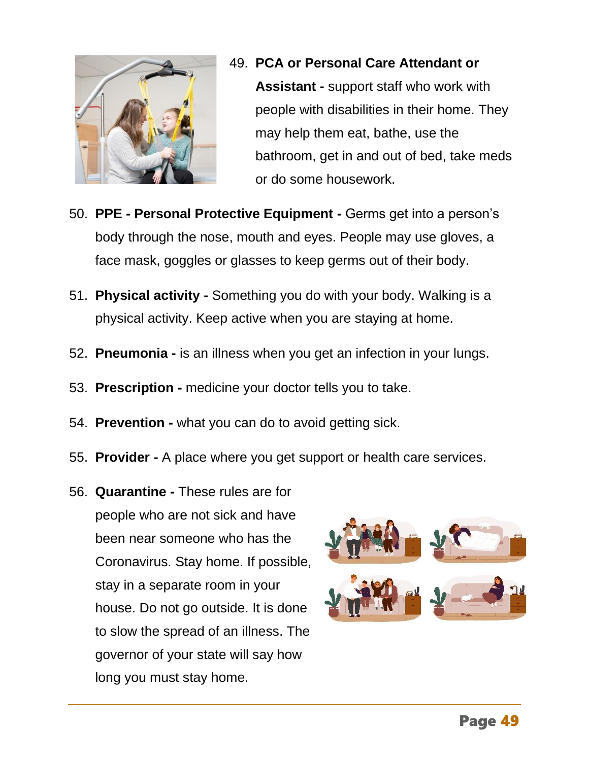49. **PCA or Personal Care Attendant or Assistant -** support staff who work with people with disabilities in their home. They may help them eat, bathe, use the bathroom, get in and out of bed, take meds or do some housework.

50. **PPE - Personal Protective Equipment -** Germs get into a person's body through the nose, mouth and eyes. People may use gloves, a face mask, goggles or glasses to keep germs out of their body.

51. **Physical activity -** Something you do with your body. Walking is a physical activity. Keep active when you are staying at home.

52. **Pneumonia -** is an illness when you get an infection in your lungs.

53. **Prescription -** medicine your doctor tells you to take.

54. **Prevention -** what you can do to avoid getting sick.

55. **Provider -** A place where you get support or health care services.

56. **Quarantine -** These rules are for people who are not sick and have been near someone who has the Coronavirus. Stay home. If possible, stay in a separate room in your house. Do not go outside. It is done to slow the spread of an illness. The governor of your state will say how long you must stay home.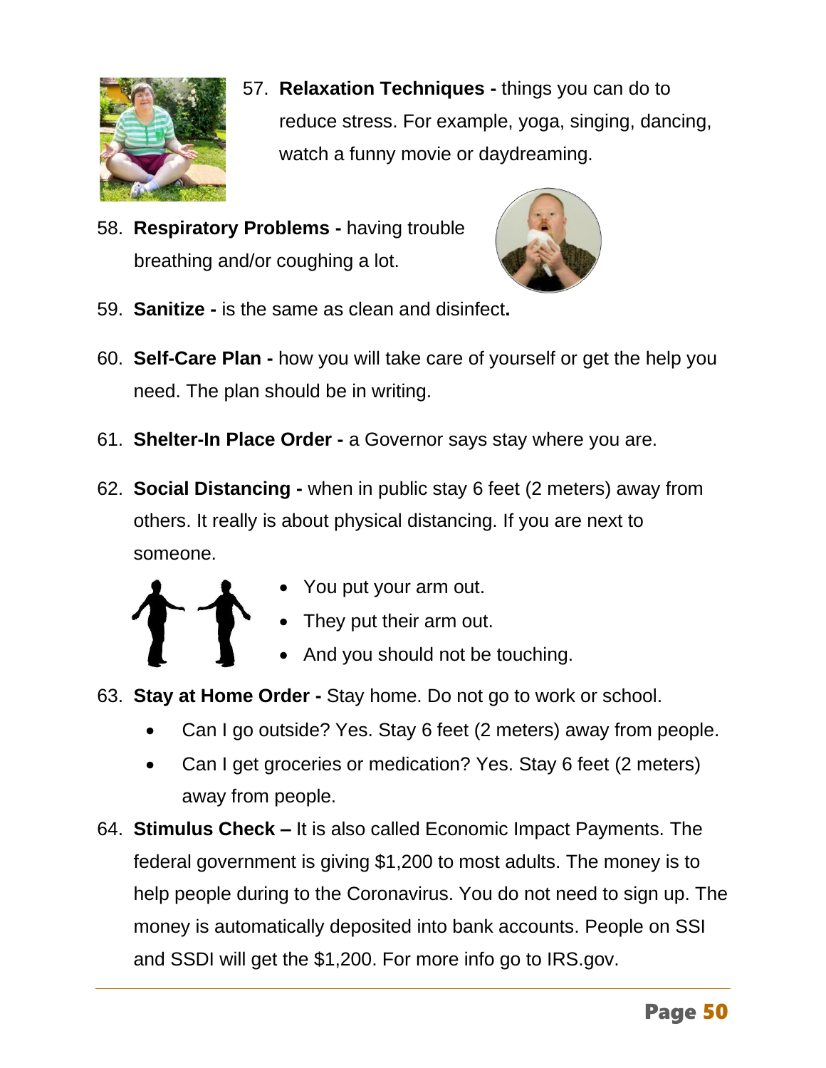57. **Relaxation Techniques -** things you can do to reduce stress. For example, yoga, singing, dancing, watch a funny movie or daydreaming.

58. **Respiratory Problems -** having trouble breathing and/or coughing a lot.

59. **Sanitize -** is the same as clean and disinfect**.**

60. **Self-Care Plan -** how you will take care of yourself or get the help you need. The plan should be in writing.

61. **Shelter-In Place Order -** a Governor says stay where you are.

62. **Social Distancing -** when in public stay 6 feet (2 meters) away from others. It really is about physical distancing. If you are next to someone.
    - You put your arm out.
    - They put their arm out.
    - And you should not be touching.

63. **Stay at Home Order -** Stay home. Do not go to work or school.
    - Can I go outside? Yes. Stay 6 feet (2 meters) away from people.
    - Can I get groceries or medication? Yes. Stay 6 feet (2 meters) away from people.

64. **Stimulus Check –** It is also called Economic Impact Payments. The federal government is giving $1,200 to most adults. The money is to help people during to the Coronavirus. You do not need to sign up. The money is automatically deposited into bank accounts. People on SSI and SSDI will get the $1,200. For more info go to IRS.gov.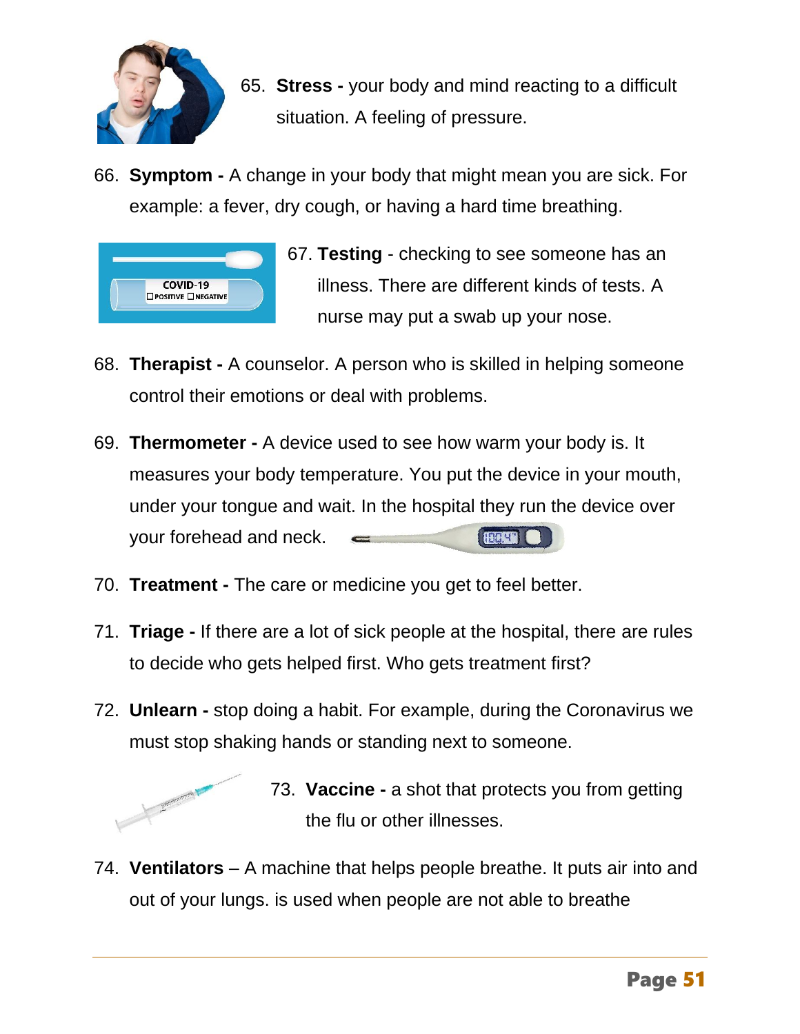65. **Stress -** your body and mind reacting to a difficult situation. A feeling of pressure.

66. **Symptom -** A change in your body that might mean you are sick. For example: a fever, dry cough, or having a hard time breathing.

67. **Testing** - checking to see someone has an illness. There are different kinds of tests. A nurse may put a swab up your nose.

68. **Therapist -** A counselor. A person who is skilled in helping someone control their emotions or deal with problems.

69. **Thermometer -** A device used to see how warm your body is. It measures your body temperature. You put the device in your mouth, under your tongue and wait. In the hospital they run the device over your forehead and neck.

70. **Treatment -** The care or medicine you get to feel better.

71. **Triage -** If there are a lot of sick people at the hospital, there are rules to decide who gets helped first. Who gets treatment first?

72. **Unlearn -** stop doing a habit. For example, during the Coronavirus we must stop shaking hands or standing next to someone.

73. **Vaccine -** a shot that protects you from getting the flu or other illnesses.

74. **Ventilators** – A machine that helps people breathe. It puts air into and out of your lungs. is used when people are not able to breathe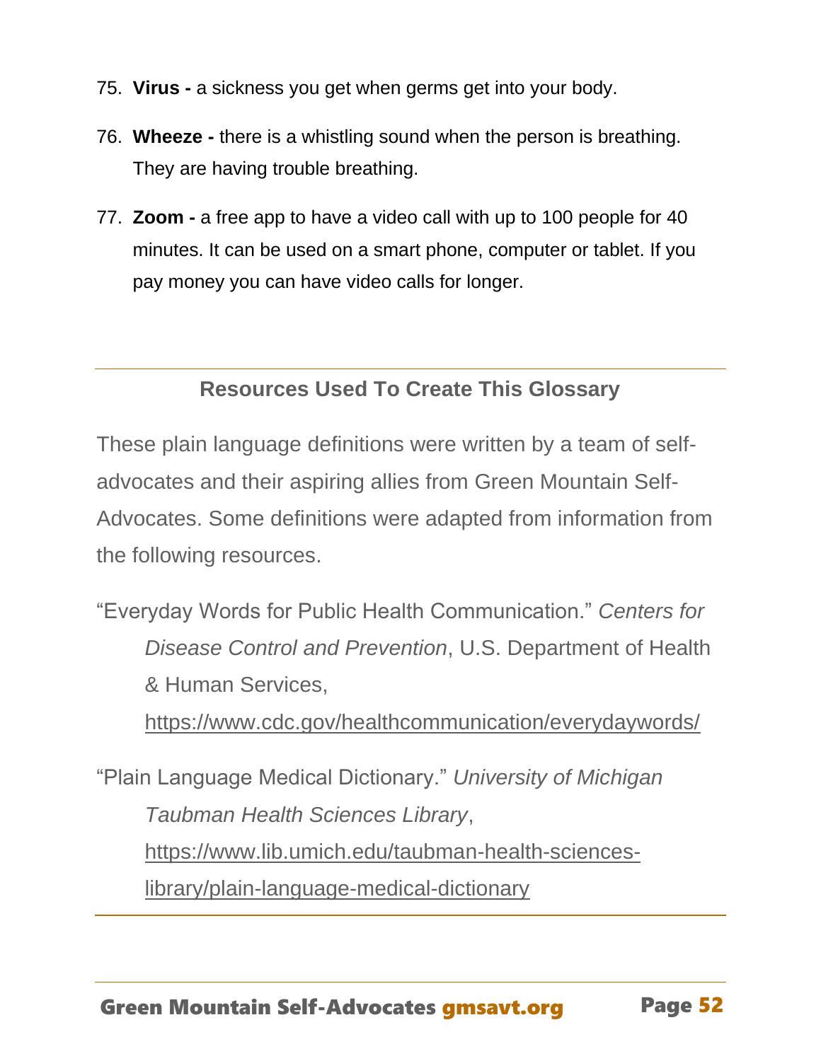75. **Virus -** a sickness you get when germs get into your body.

76. **Wheeze -** there is a whistling sound when the person is breathing. They are having trouble breathing.

77. **Zoom -** a free app to have a video call with up to 100 people for 40 minutes. It can be used on a smart phone, computer or tablet. If you pay money you can have video calls for longer.

---

### Resources Used To Create This Glossary

These plain language definitions were written by a team of self-advocates and their aspiring allies from Green Mountain Self-Advocates. Some definitions were adapted from information from the following resources.

"Everyday Words for Public Health Communication." *Centers for Disease Control and Prevention*, U.S. Department of Health & Human Services, https://www.cdc.gov/healthcommunication/everydaywords/

"Plain Language Medical Dictionary." *University of Michigan Taubman Health Sciences Library*, https://www.lib.umich.edu/taubman-health-sciences-library/plain-language-medical-dictionary